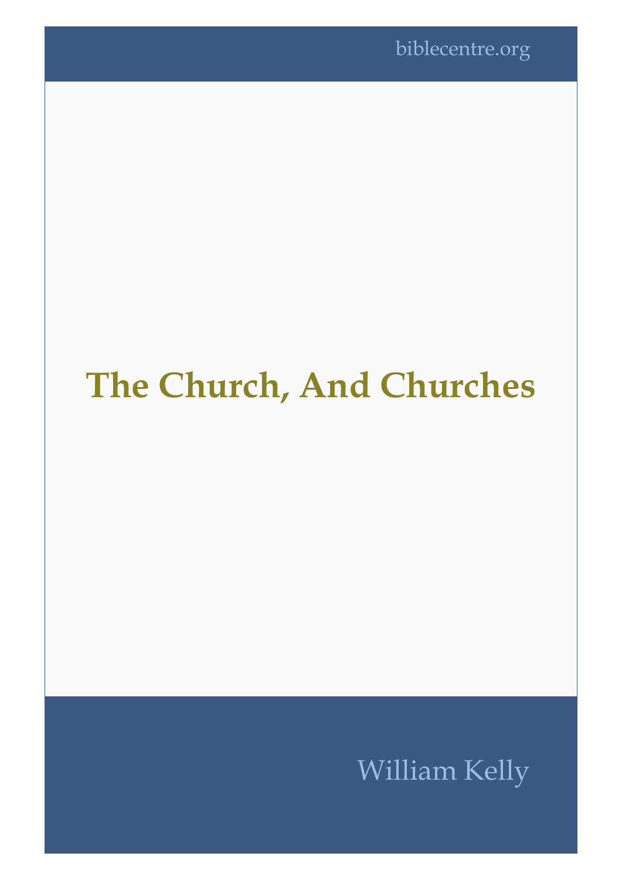biblecentre.org

# The Church, And Churches

William Kelly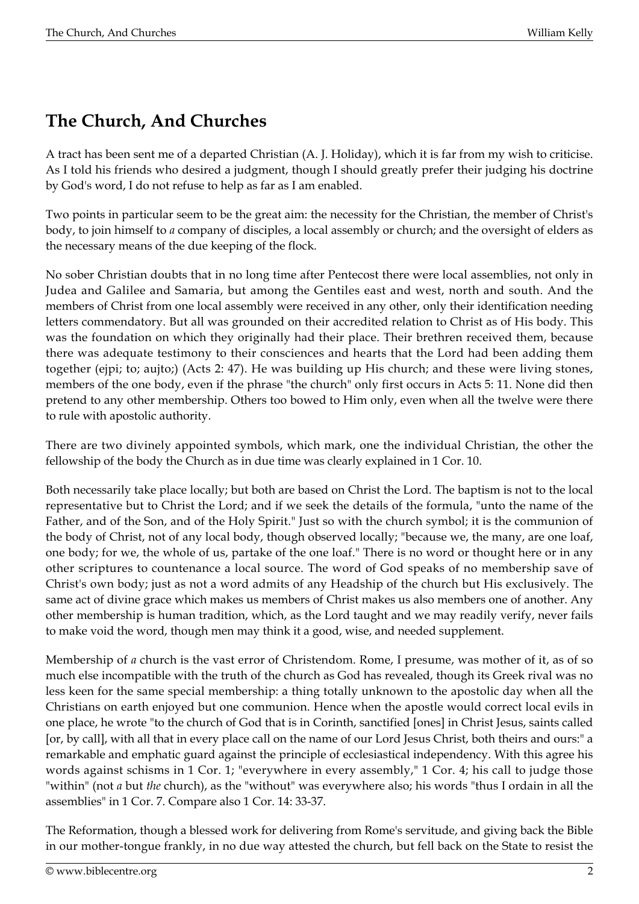## The Church, And Churches

A tract has been sent me of a departed Christian (A. J. Holiday), which it is far from my wish to criticise. As I told his friends who desired a judgment, though I should greatly prefer their judging his doctrine by God's word, I do not refuse to help as far as I am enabled.

Two points in particular seem to be the great aim: the necessity for the Christian, the member of Christ's body, to join himself to *a* company of disciples, a local assembly or church; and the oversight of elders as the necessary means of the due keeping of the flock.

No sober Christian doubts that in no long time after Pentecost there were local assemblies, not only in Judea and Galilee and Samaria, but among the Gentiles east and west, north and south. And the members of Christ from one local assembly were received in any other, only their identification needing letters commendatory. But all was grounded on their accredited relation to Christ as of His body. This was the foundation on which they originally had their place. Their brethren received them, because there was adequate testimony to their consciences and hearts that the Lord had been adding them together (ejpi; to; aujto;) (Acts 2: 47). He was building up His church; and these were living stones, members of the one body, even if the phrase "the church" only first occurs in Acts 5: 11. None did then pretend to any other membership. Others too bowed to Him only, even when all the twelve were there to rule with apostolic authority.

There are two divinely appointed symbols, which mark, one the individual Christian, the other the fellowship of the body the Church as in due time was clearly explained in 1 Cor. 10.

Both necessarily take place locally; but both are based on Christ the Lord. The baptism is not to the local representative but to Christ the Lord; and if we seek the details of the formula, "unto the name of the Father, and of the Son, and of the Holy Spirit." Just so with the church symbol; it is the communion of the body of Christ, not of any local body, though observed locally; "because we, the many, are one loaf, one body; for we, the whole of us, partake of the one loaf." There is no word or thought here or in any other scriptures to countenance a local source. The word of God speaks of no membership save of Christ's own body; just as not a word admits of any Headship of the church but His exclusively. The same act of divine grace which makes us members of Christ makes us also members one of another. Any other membership is human tradition, which, as the Lord taught and we may readily verify, never fails to make void the word, though men may think it a good, wise, and needed supplement.

Membership of *a* church is the vast error of Christendom. Rome, I presume, was mother of it, as of so much else incompatible with the truth of the church as God has revealed, though its Greek rival was no less keen for the same special membership: a thing totally unknown to the apostolic day when all the Christians on earth enjoyed but one communion. Hence when the apostle would correct local evils in one place, he wrote "to the church of God that is in Corinth, sanctified [ones] in Christ Jesus, saints called [or, by call], with all that in every place call on the name of our Lord Jesus Christ, both theirs and ours:" a remarkable and emphatic guard against the principle of ecclesiastical independency. With this agree his words against schisms in 1 Cor. 1; "everywhere in every assembly," 1 Cor. 4; his call to judge those "within" (not *a* but *the* church), as the "without" was everywhere also; his words "thus I ordain in all the assemblies" in 1 Cor. 7. Compare also 1 Cor. 14: 33-37.

The Reformation, though a blessed work for delivering from Rome's servitude, and giving back the Bible in our mother-tongue frankly, in no due way attested the church, but fell back on the State to resist the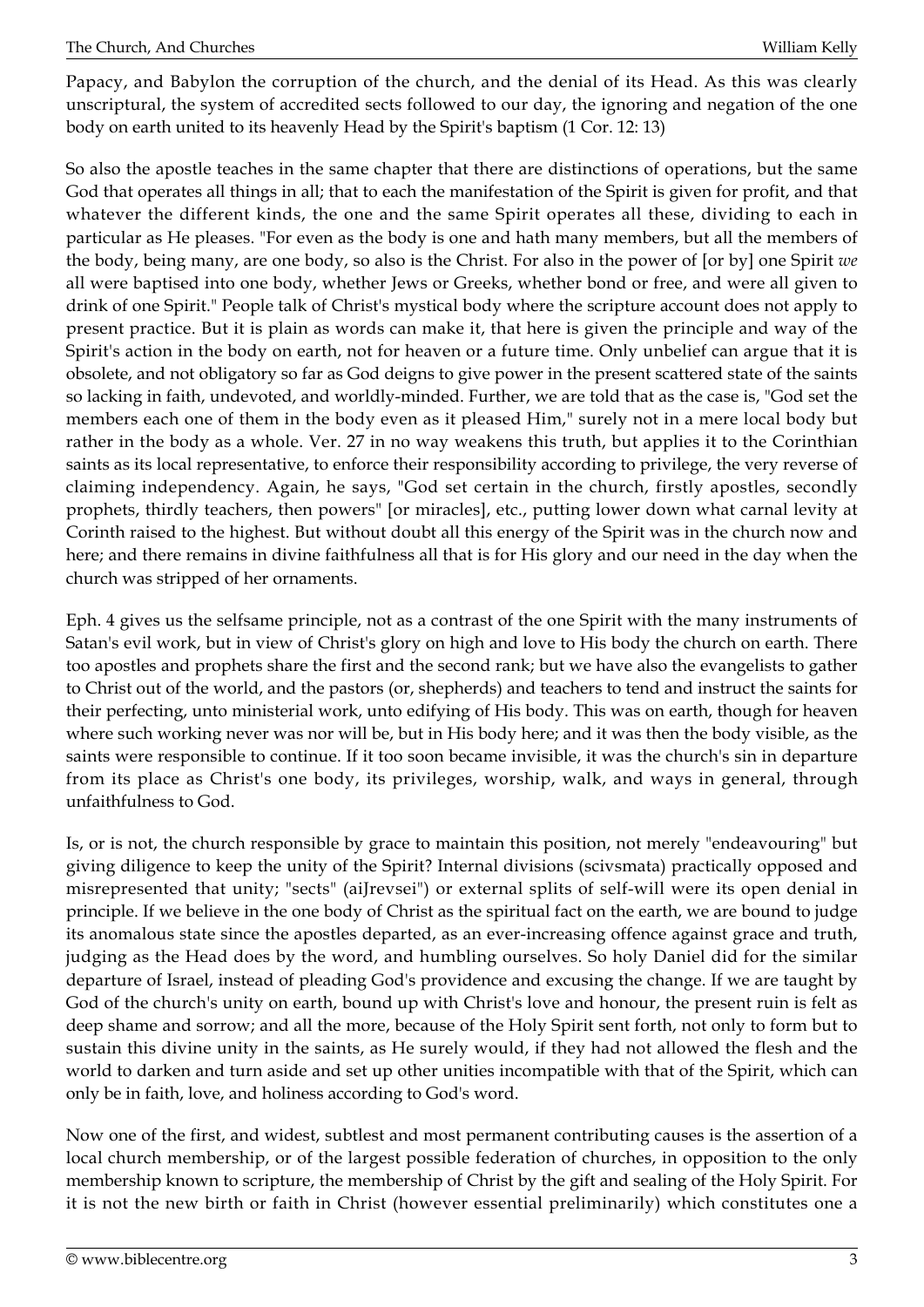Papacy, and Babylon the corruption of the church, and the denial of its Head. As this was clearly unscriptural, the system of accredited sects followed to our day, the ignoring and negation of the one body on earth united to its heavenly Head by the Spirit's baptism (1 Cor. 12: 13)

So also the apostle teaches in the same chapter that there are distinctions of operations, but the same God that operates all things in all; that to each the manifestation of the Spirit is given for profit, and that whatever the different kinds, the one and the same Spirit operates all these, dividing to each in particular as He pleases. "For even as the body is one and hath many members, but all the members of the body, being many, are one body, so also is the Christ. For also in the power of [or by] one Spirit *we* all were baptised into one body, whether Jews or Greeks, whether bond or free, and were all given to drink of one Spirit." People talk of Christ's mystical body where the scripture account does not apply to present practice. But it is plain as words can make it, that here is given the principle and way of the Spirit's action in the body on earth, not for heaven or a future time. Only unbelief can argue that it is obsolete, and not obligatory so far as God deigns to give power in the present scattered state of the saints so lacking in faith, undevoted, and worldly-minded. Further, we are told that as the case is, "God set the members each one of them in the body even as it pleased Him," surely not in a mere local body but rather in the body as a whole. Ver. 27 in no way weakens this truth, but applies it to the Corinthian saints as its local representative, to enforce their responsibility according to privilege, the very reverse of claiming independency. Again, he says, "God set certain in the church, firstly apostles, secondly prophets, thirdly teachers, then powers" [or miracles], etc., putting lower down what carnal levity at Corinth raised to the highest. But without doubt all this energy of the Spirit was in the church now and here; and there remains in divine faithfulness all that is for His glory and our need in the day when the church was stripped of her ornaments.

Eph. 4 gives us the selfsame principle, not as a contrast of the one Spirit with the many instruments of Satan's evil work, but in view of Christ's glory on high and love to His body the church on earth. There too apostles and prophets share the first and the second rank; but we have also the evangelists to gather to Christ out of the world, and the pastors (or, shepherds) and teachers to tend and instruct the saints for their perfecting, unto ministerial work, unto edifying of His body. This was on earth, though for heaven where such working never was nor will be, but in His body here; and it was then the body visible, as the saints were responsible to continue. If it too soon became invisible, it was the church's sin in departure from its place as Christ's one body, its privileges, worship, walk, and ways in general, through unfaithfulness to God.

Is, or is not, the church responsible by grace to maintain this position, not merely "endeavouring" but giving diligence to keep the unity of the Spirit? Internal divisions (scivsmata) practically opposed and misrepresented that unity; "sects" (aiJrevsei") or external splits of self-will were its open denial in principle. If we believe in the one body of Christ as the spiritual fact on the earth, we are bound to judge its anomalous state since the apostles departed, as an ever-increasing offence against grace and truth, judging as the Head does by the word, and humbling ourselves. So holy Daniel did for the similar departure of Israel, instead of pleading God's providence and excusing the change. If we are taught by God of the church's unity on earth, bound up with Christ's love and honour, the present ruin is felt as deep shame and sorrow; and all the more, because of the Holy Spirit sent forth, not only to form but to sustain this divine unity in the saints, as He surely would, if they had not allowed the flesh and the world to darken and turn aside and set up other unities incompatible with that of the Spirit, which can only be in faith, love, and holiness according to God's word.

Now one of the first, and widest, subtlest and most permanent contributing causes is the assertion of a local church membership, or of the largest possible federation of churches, in opposition to the only membership known to scripture, the membership of Christ by the gift and sealing of the Holy Spirit. For it is not the new birth or faith in Christ (however essential preliminarily) which constitutes one a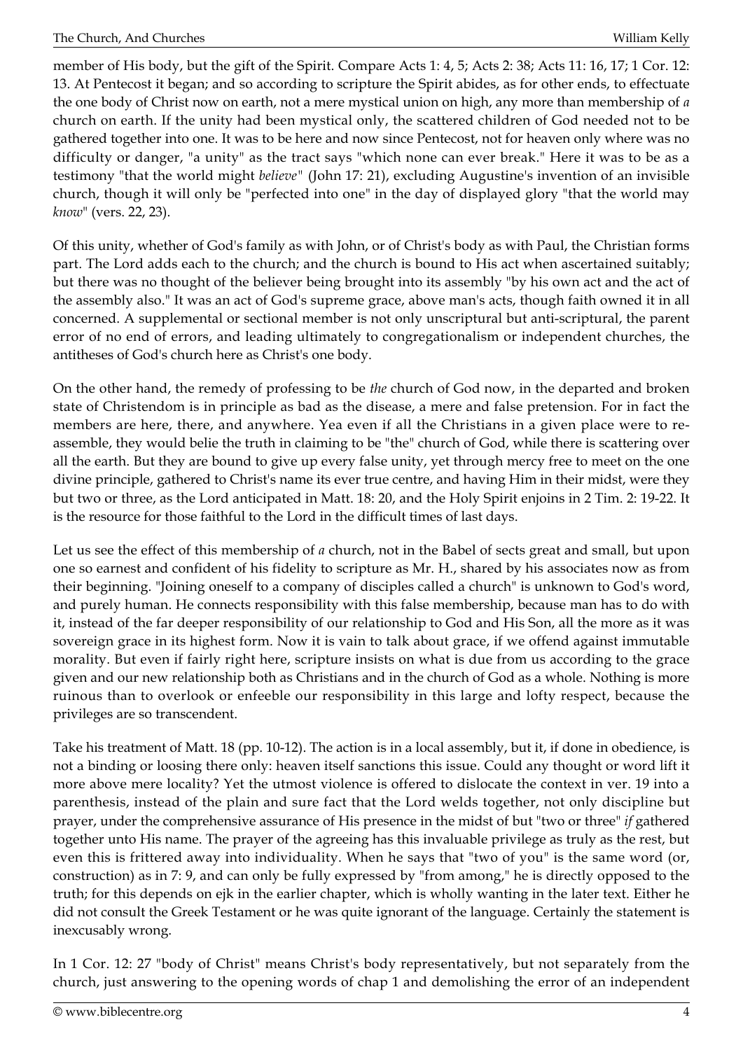member of His body, but the gift of the Spirit. Compare Acts 1: 4, 5; Acts 2: 38; Acts 11: 16, 17; 1 Cor. 12: 13. At Pentecost it began; and so according to scripture the Spirit abides, as for other ends, to effectuate the one body of Christ now on earth, not a mere mystical union on high, any more than membership of *a* church on earth. If the unity had been mystical only, the scattered children of God needed not to be gathered together into one. It was to be here and now since Pentecost, not for heaven only where was no difficulty or danger, "a unity" as the tract says "which none can ever break." Here it was to be as a testimony "that the world might *believe*" (John 17: 21), excluding Augustine's invention of an invisible church, though it will only be "perfected into one" in the day of displayed glory "that the world may *know*" (vers. 22, 23).

Of this unity, whether of God's family as with John, or of Christ's body as with Paul, the Christian forms part. The Lord adds each to the church; and the church is bound to His act when ascertained suitably; but there was no thought of the believer being brought into its assembly "by his own act and the act of the assembly also." It was an act of God's supreme grace, above man's acts, though faith owned it in all concerned. A supplemental or sectional member is not only unscriptural but anti-scriptural, the parent error of no end of errors, and leading ultimately to congregationalism or independent churches, the antitheses of God's church here as Christ's one body.

On the other hand, the remedy of professing to be *the* church of God now, in the departed and broken state of Christendom is in principle as bad as the disease, a mere and false pretension. For in fact the members are here, there, and anywhere. Yea even if all the Christians in a given place were to re-assemble, they would belie the truth in claiming to be "the" church of God, while there is scattering over all the earth. But they are bound to give up every false unity, yet through mercy free to meet on the one divine principle, gathered to Christ's name its ever true centre, and having Him in their midst, were they but two or three, as the Lord anticipated in Matt. 18: 20, and the Holy Spirit enjoins in 2 Tim. 2: 19-22. It is the resource for those faithful to the Lord in the difficult times of last days.

Let us see the effect of this membership of *a* church, not in the Babel of sects great and small, but upon one so earnest and confident of his fidelity to scripture as Mr. H., shared by his associates now as from their beginning. "Joining oneself to a company of disciples called a church" is unknown to God's word, and purely human. He connects responsibility with this false membership, because man has to do with it, instead of the far deeper responsibility of our relationship to God and His Son, all the more as it was sovereign grace in its highest form. Now it is vain to talk about grace, if we offend against immutable morality. But even if fairly right here, scripture insists on what is due from us according to the grace given and our new relationship both as Christians and in the church of God as a whole. Nothing is more ruinous than to overlook or enfeeble our responsibility in this large and lofty respect, because the privileges are so transcendent.

Take his treatment of Matt. 18 (pp. 10-12). The action is in a local assembly, but it, if done in obedience, is not a binding or loosing there only: heaven itself sanctions this issue. Could any thought or word lift it more above mere locality? Yet the utmost violence is offered to dislocate the context in ver. 19 into a parenthesis, instead of the plain and sure fact that the Lord welds together, not only discipline but prayer, under the comprehensive assurance of His presence in the midst of but "two or three" *if* gathered together unto His name. The prayer of the agreeing has this invaluable privilege as truly as the rest, but even this is frittered away into individuality. When he says that "two of you" is the same word (or, construction) as in 7: 9, and can only be fully expressed by "from among," he is directly opposed to the truth; for this depends on ejk in the earlier chapter, which is wholly wanting in the later text. Either he did not consult the Greek Testament or he was quite ignorant of the language. Certainly the statement is inexcusably wrong.

In 1 Cor. 12: 27 "body of Christ" means Christ's body representatively, but not separately from the church, just answering to the opening words of chap 1 and demolishing the error of an independent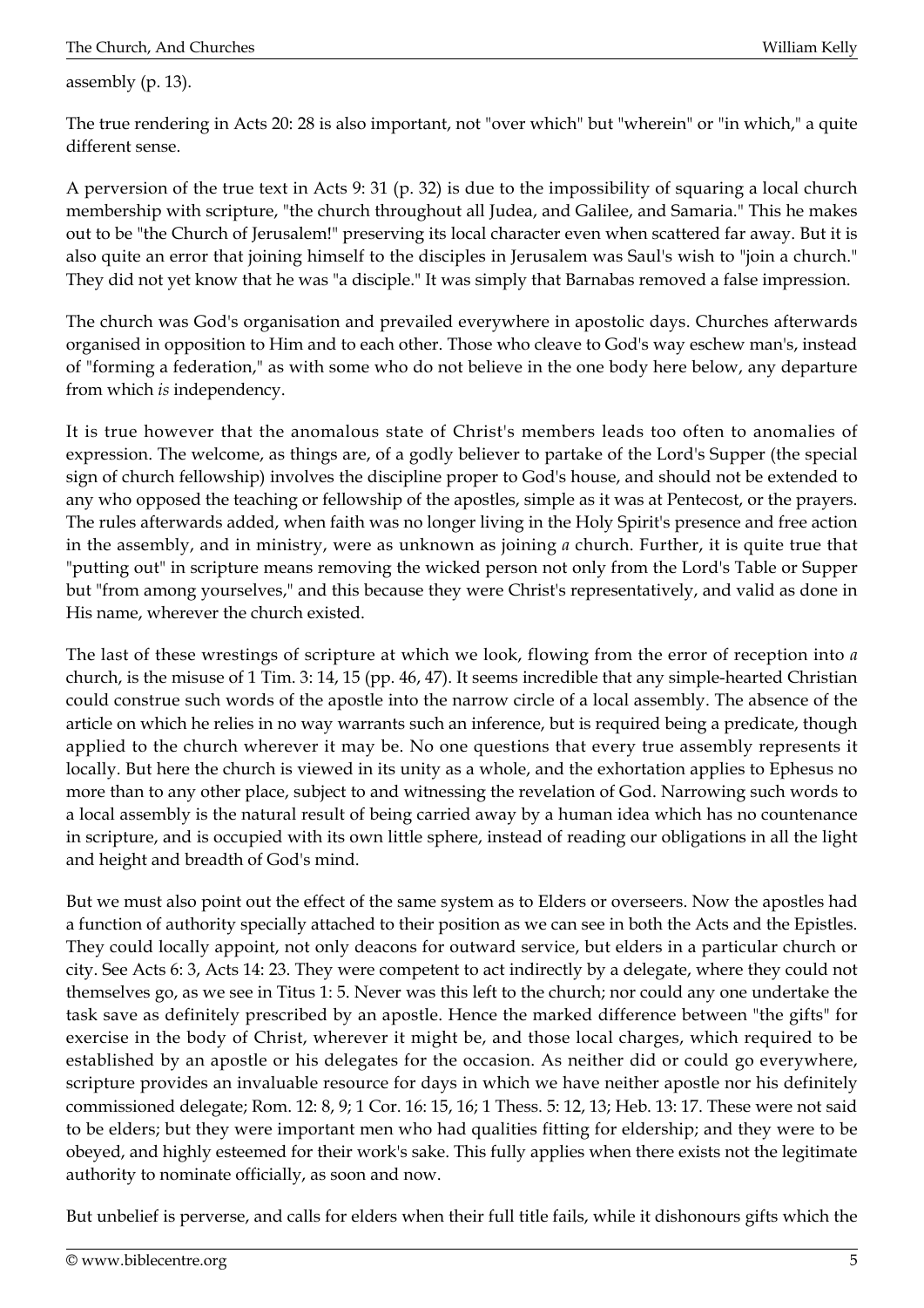assembly (p. 13).

The true rendering in Acts 20: 28 is also important, not "over which" but "wherein" or "in which," a quite different sense.

A perversion of the true text in Acts 9: 31 (p. 32) is due to the impossibility of squaring a local church membership with scripture, "the church throughout all Judea, and Galilee, and Samaria." This he makes out to be "the Church of Jerusalem!" preserving its local character even when scattered far away. But it is also quite an error that joining himself to the disciples in Jerusalem was Saul's wish to "join a church." They did not yet know that he was "a disciple." It was simply that Barnabas removed a false impression.

The church was God's organisation and prevailed everywhere in apostolic days. Churches afterwards organised in opposition to Him and to each other. Those who cleave to God's way eschew man's, instead of "forming a federation," as with some who do not believe in the one body here below, any departure from which *is* independency.

It is true however that the anomalous state of Christ's members leads too often to anomalies of expression. The welcome, as things are, of a godly believer to partake of the Lord's Supper (the special sign of church fellowship) involves the discipline proper to God's house, and should not be extended to any who opposed the teaching or fellowship of the apostles, simple as it was at Pentecost, or the prayers. The rules afterwards added, when faith was no longer living in the Holy Spirit's presence and free action in the assembly, and in ministry, were as unknown as joining *a* church. Further, it is quite true that "putting out" in scripture means removing the wicked person not only from the Lord's Table or Supper but "from among yourselves," and this because they were Christ's representatively, and valid as done in His name, wherever the church existed.

The last of these wrestings of scripture at which we look, flowing from the error of reception into *a* church, is the misuse of 1 Tim. 3: 14, 15 (pp. 46, 47). It seems incredible that any simple-hearted Christian could construe such words of the apostle into the narrow circle of a local assembly. The absence of the article on which he relies in no way warrants such an inference, but is required being a predicate, though applied to the church wherever it may be. No one questions that every true assembly represents it locally. But here the church is viewed in its unity as a whole, and the exhortation applies to Ephesus no more than to any other place, subject to and witnessing the revelation of God. Narrowing such words to a local assembly is the natural result of being carried away by a human idea which has no countenance in scripture, and is occupied with its own little sphere, instead of reading our obligations in all the light and height and breadth of God's mind.

But we must also point out the effect of the same system as to Elders or overseers. Now the apostles had a function of authority specially attached to their position as we can see in both the Acts and the Epistles. They could locally appoint, not only deacons for outward service, but elders in a particular church or city. See Acts 6: 3, Acts 14: 23. They were competent to act indirectly by a delegate, where they could not themselves go, as we see in Titus 1: 5. Never was this left to the church; nor could any one undertake the task save as definitely prescribed by an apostle. Hence the marked difference between "the gifts" for exercise in the body of Christ, wherever it might be, and those local charges, which required to be established by an apostle or his delegates for the occasion. As neither did or could go everywhere, scripture provides an invaluable resource for days in which we have neither apostle nor his definitely commissioned delegate; Rom. 12: 8, 9; 1 Cor. 16: 15, 16; 1 Thess. 5: 12, 13; Heb. 13: 17. These were not said to be elders; but they were important men who had qualities fitting for eldership; and they were to be obeyed, and highly esteemed for their work's sake. This fully applies when there exists not the legitimate authority to nominate officially, as soon and now.

But unbelief is perverse, and calls for elders when their full title fails, while it dishonours gifts which the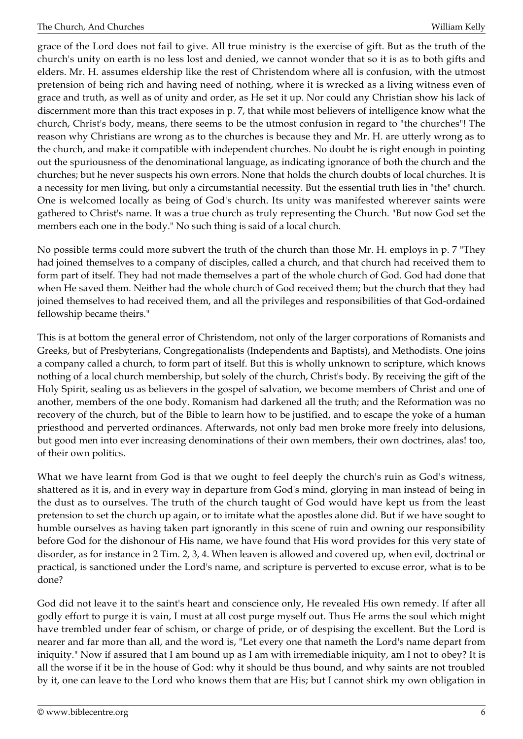grace of the Lord does not fail to give. All true ministry is the exercise of gift. But as the truth of the church's unity on earth is no less lost and denied, we cannot wonder that so it is as to both gifts and elders. Mr. H. assumes eldership like the rest of Christendom where all is confusion, with the utmost pretension of being rich and having need of nothing, where it is wrecked as a living witness even of grace and truth, as well as of unity and order, as He set it up. Nor could any Christian show his lack of discernment more than this tract exposes in p. 7, that while most believers of intelligence know what the church, Christ's body, means, there seems to be the utmost confusion in regard to "the churches"! The reason why Christians are wrong as to the churches is because they and Mr. H. are utterly wrong as to the church, and make it compatible with independent churches. No doubt he is right enough in pointing out the spuriousness of the denominational language, as indicating ignorance of both the church and the churches; but he never suspects his own errors. None that holds the church doubts of local churches. It is a necessity for men living, but only a circumstantial necessity. But the essential truth lies in "the" church. One is welcomed locally as being of God's church. Its unity was manifested wherever saints were gathered to Christ's name. It was a true church as truly representing the Church. "But now God set the members each one in the body." No such thing is said of a local church.

No possible terms could more subvert the truth of the church than those Mr. H. employs in p. 7 "They had joined themselves to a company of disciples, called a church, and that church had received them to form part of itself. They had not made themselves a part of the whole church of God. God had done that when He saved them. Neither had the whole church of God received them; but the church that they had joined themselves to had received them, and all the privileges and responsibilities of that God-ordained fellowship became theirs."

This is at bottom the general error of Christendom, not only of the larger corporations of Romanists and Greeks, but of Presbyterians, Congregationalists (Independents and Baptists), and Methodists. One joins a company called a church, to form part of itself. But this is wholly unknown to scripture, which knows nothing of a local church membership, but solely of the church, Christ's body. By receiving the gift of the Holy Spirit, sealing us as believers in the gospel of salvation, we become members of Christ and one of another, members of the one body. Romanism had darkened all the truth; and the Reformation was no recovery of the church, but of the Bible to learn how to be justified, and to escape the yoke of a human priesthood and perverted ordinances. Afterwards, not only bad men broke more freely into delusions, but good men into ever increasing denominations of their own members, their own doctrines, alas! too, of their own politics.

What we have learnt from God is that we ought to feel deeply the church's ruin as God's witness, shattered as it is, and in every way in departure from God's mind, glorying in man instead of being in the dust as to ourselves. The truth of the church taught of God would have kept us from the least pretension to set the church up again, or to imitate what the apostles alone did. But if we have sought to humble ourselves as having taken part ignorantly in this scene of ruin and owning our responsibility before God for the dishonour of His name, we have found that His word provides for this very state of disorder, as for instance in 2 Tim. 2, 3, 4. When leaven is allowed and covered up, when evil, doctrinal or practical, is sanctioned under the Lord's name, and scripture is perverted to excuse error, what is to be done?

God did not leave it to the saint's heart and conscience only, He revealed His own remedy. If after all godly effort to purge it is vain, I must at all cost purge myself out. Thus He arms the soul which might have trembled under fear of schism, or charge of pride, or of despising the excellent. But the Lord is nearer and far more than all, and the word is, "Let every one that nameth the Lord's name depart from iniquity." Now if assured that I am bound up as I am with irremediable iniquity, am I not to obey? It is all the worse if it be in the house of God: why it should be thus bound, and why saints are not troubled by it, one can leave to the Lord who knows them that are His; but I cannot shirk my own obligation in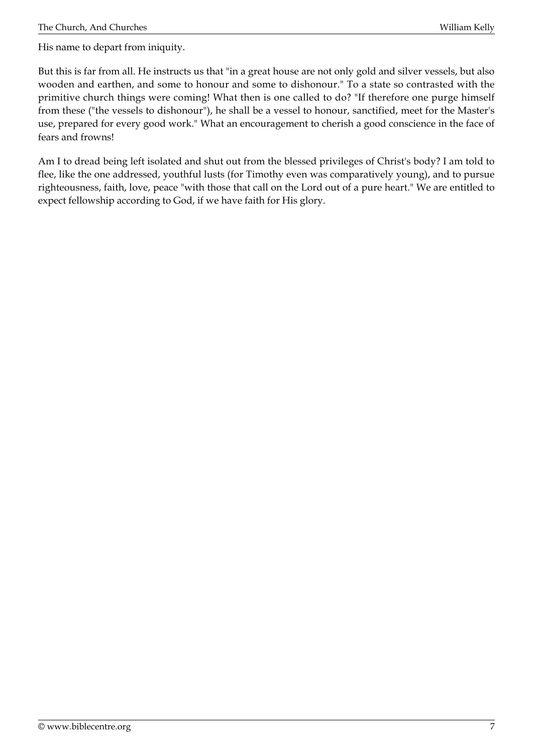His name to depart from iniquity.

But this is far from all. He instructs us that "in a great house are not only gold and silver vessels, but also wooden and earthen, and some to honour and some to dishonour." To a state so contrasted with the primitive church things were coming! What then is one called to do? "If therefore one purge himself from these ("the vessels to dishonour"), he shall be a vessel to honour, sanctified, meet for the Master's use, prepared for every good work." What an encouragement to cherish a good conscience in the face of fears and frowns!

Am I to dread being left isolated and shut out from the blessed privileges of Christ's body? I am told to flee, like the one addressed, youthful lusts (for Timothy even was comparatively young), and to pursue righteousness, faith, love, peace "with those that call on the Lord out of a pure heart." We are entitled to expect fellowship according to God, if we have faith for His glory.